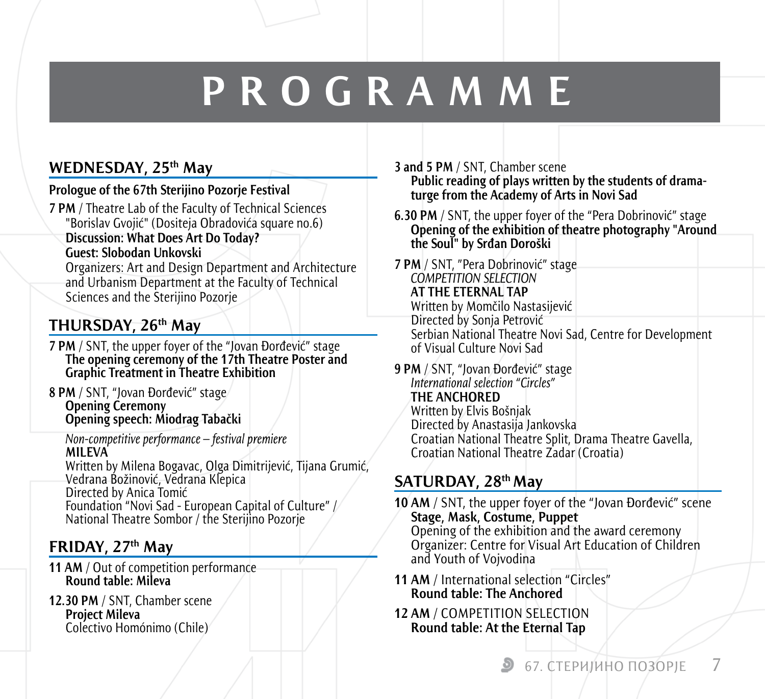# PROGRAMME

## WEDNESDAY, 25th May

**Prologue of the 67th Sterijino Pozorje Festival**

**7 PM** / Theatre Lab of the Faculty of Technical Sciences "Borislav Gvojić" (Dositeja Obradovića square no.6)
**Discussion: What Does Art Do Today?**
**Guest: Slobodan Unkovski**
Organizers: Art and Design Department and Architecture and Urbanism Department at the Faculty of Technical Sciences and the Sterijino Pozorje

## THURSDAY, 26th May

**7 PM** / SNT, the upper foyer of the "Jovan Đorđević" stage
**The opening ceremony of the 17th Theatre Poster and Graphic Treatment in Theatre Exhibition**

**8 PM** / SNT, "Jovan Đorđević" stage
**Opening Ceremony**
**Opening speech: Miodrag Tabački**

*Non-competitive performance – festival premiere*
**MILEVA**
Written by Milena Bogavac, Olga Dimitrijević, Tijana Grumić, Vedrana Božinović, Vedrana Klepica
Directed by Anica Tomić
Foundation "Novi Sad - European Capital of Culture" / National Theatre Sombor / the Sterijino Pozorje

## FRIDAY, 27th May

**11 AM** / Out of competition performance
**Round table: Mileva**

**12.30 PM** / SNT, Chamber scene
**Project Mileva**
Colectivo Homónimo (Chile)

**3 and 5 PM** / SNT, Chamber scene
**Public reading of plays written by the students of dramaturge from the Academy of Arts in Novi Sad**

**6.30 PM** / SNT, the upper foyer of the "Pera Dobrinović" stage
**Opening of the exhibition of theatre photography "Around the Soul" by Srđan Doroški**

**7 PM** / SNT, "Pera Dobrinović" stage
*COMPETITION SELECTION*
**AT THE ETERNAL TAP**
Written by Momčilo Nastasijević
Directed by Sonja Petrović
Serbian National Theatre Novi Sad, Centre for Development of Visual Culture Novi Sad

**9 PM** / SNT, "Jovan Đorđević" stage
*International selection "Circles"*
**THE ANCHORED**
Written by Elvis Bošnjak
Directed by Anastasija Jankovska
Croatian National Theatre Split, Drama Theatre Gavella, Croatian National Theatre Zadar (Croatia)

## SATURDAY, 28th May

**10 AM** / SNT, the upper foyer of the "Jovan Đorđević" scene
**Stage, Mask, Costume, Puppet**
Opening of the exhibition and the award ceremony
Organizer: Centre for Visual Art Education of Children and Youth of Vojvodina

**11 AM** / International selection "Circles"
**Round table: The Anchored**

**12 AM** / COMPETITION SELECTION
**Round table: At the Eternal Tap**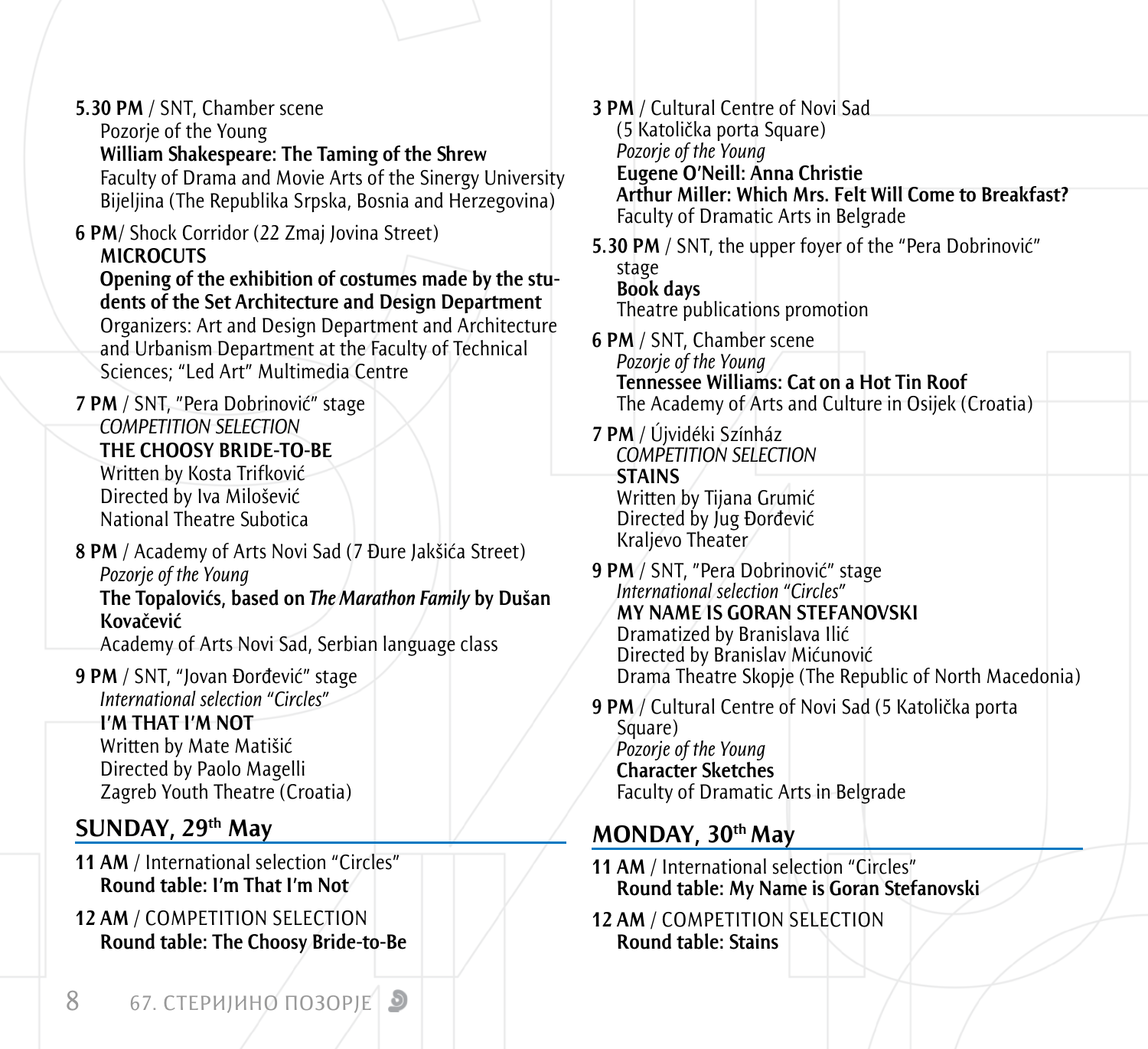**5.30 PM** / SNT, Chamber scene
Pozorje of the Young
**William Shakespeare: The Taming of the Shrew**
Faculty of Drama and Movie Arts of the Sinergy University Bijeljina (The Republika Srpska, Bosnia and Herzegovina)

**6 PM**/ Shock Corridor (22 Zmaj Jovina Street)
**MICROCUTS**
**Opening of the exhibition of costumes made by the students of the Set Architecture and Design Department**
Organizers: Art and Design Department and Architecture and Urbanism Department at the Faculty of Technical Sciences; "Led Art" Multimedia Centre

**7 PM** / SNT, "Pera Dobrinović" stage
*COMPETITION SELECTION*
**THE CHOOSY BRIDE-TO-BE**
Written by Kosta Trifković
Directed by Iva Milošević
National Theatre Subotica

**8 PM** / Academy of Arts Novi Sad (7 Đure Jakšića Street)
*Pozorje of the Young*
**The Topalovićs, based on *The Marathon Family* by Dušan Kovačević**
Academy of Arts Novi Sad, Serbian language class

**9 PM** / SNT, "Jovan Đorđević" stage
*International selection "Circles"*
**I'M THAT I'M NOT**
Written by Mate Matišić
Directed by Paolo Magelli
Zagreb Youth Theatre (Croatia)

## SUNDAY, 29th May

**11 AM** / International selection "Circles"
**Round table: I'm That I'm Not**

**12 AM** / COMPETITION SELECTION
**Round table: The Choosy Bride-to-Be**

**3 PM** / Cultural Centre of Novi Sad (5 Katolička porta Square)
*Pozorje of the Young*
**Eugene O'Neill: Anna Christie**
**Arthur Miller: Which Mrs. Felt Will Come to Breakfast?**
Faculty of Dramatic Arts in Belgrade

**5.30 PM** / SNT, the upper foyer of the "Pera Dobrinović" stage
**Book days**
Theatre publications promotion

**6 PM** / SNT, Chamber scene
*Pozorje of the Young*
**Tennessee Williams: Cat on a Hot Tin Roof**
The Academy of Arts and Culture in Osijek (Croatia)

**7 PM** / Újvidéki Színház
*COMPETITION SELECTION*
**STAINS**
Written by Tijana Grumić
Directed by Jug Đorđević
Kraljevo Theater

**9 PM** / SNT, "Pera Dobrinović" stage
*International selection "Circles"*
**MY NAME IS GORAN STEFANOVSKI**
Dramatized by Branislava Ilić
Directed by Branislav Mićunović
Drama Theatre Skopje (The Republic of North Macedonia)

**9 PM** / Cultural Centre of Novi Sad (5 Katolička porta Square)
*Pozorje of the Young*
**Character Sketches**
Faculty of Dramatic Arts in Belgrade

## MONDAY, 30th May

**11 AM** / International selection "Circles"
**Round table: My Name is Goran Stefanovski**

**12 AM** / COMPETITION SELECTION
**Round table: Stains**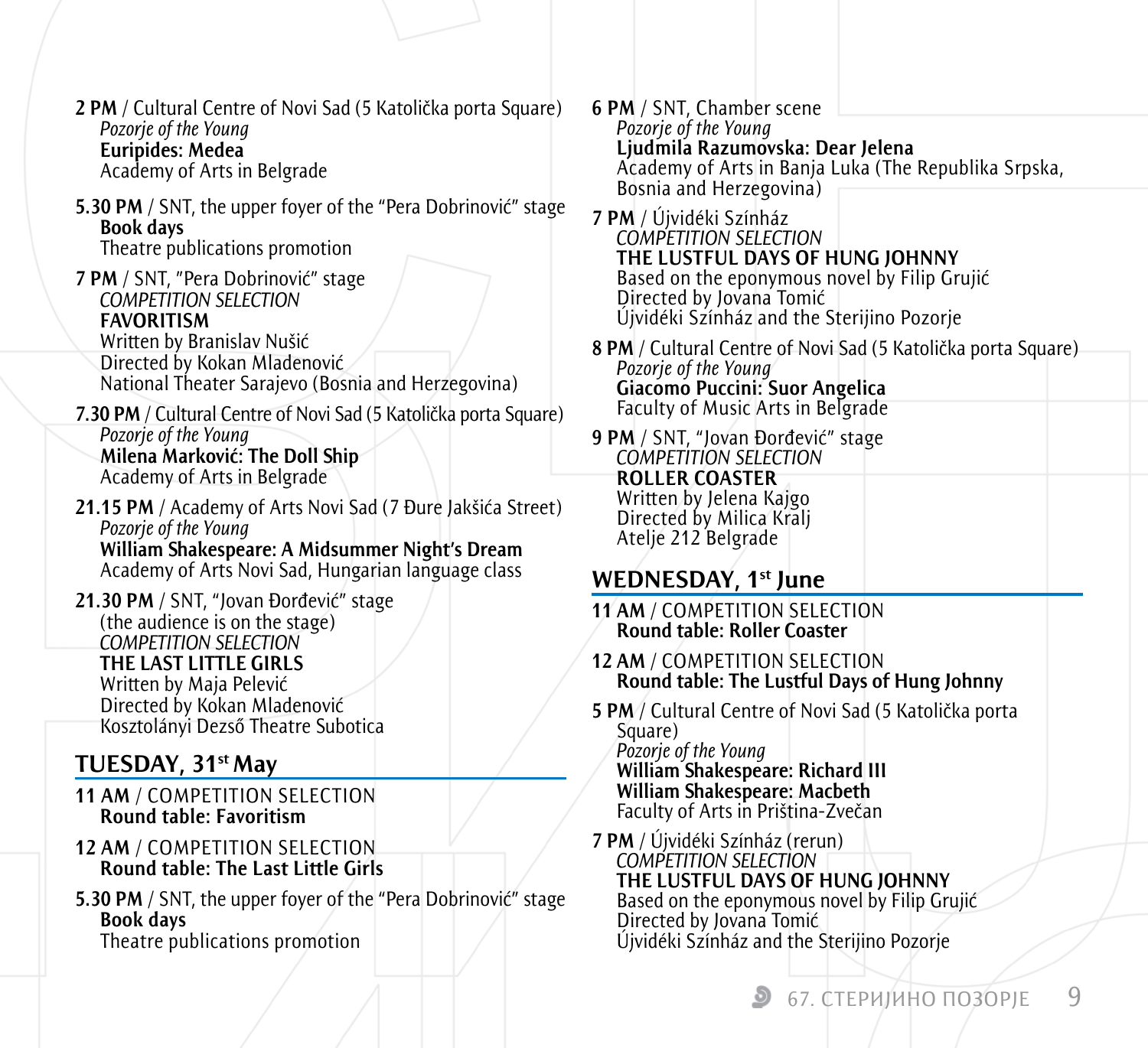**2 PM** / Cultural Centre of Novi Sad (5 Katolička porta Square)
*Pozorje of the Young*
**Euripides: Medea**
Academy of Arts in Belgrade

**5.30 PM** / SNT, the upper foyer of the "Pera Dobrinović" stage
**Book days**
Theatre publications promotion

**7 PM** / SNT, "Pera Dobrinović" stage
*COMPETITION SELECTION*
**FAVORITISM**
Written by Branislav Nušić
Directed by Kokan Mladenović
National Theater Sarajevo (Bosnia and Herzegovina)

**7.30 PM** / Cultural Centre of Novi Sad (5 Katolička porta Square)
*Pozorje of the Young*
**Milena Marković: The Doll Ship**
Academy of Arts in Belgrade

**21.15 PM** / Academy of Arts Novi Sad (7 Đure Jakšića Street)
*Pozorje of the Young*
**William Shakespeare: A Midsummer Night's Dream**
Academy of Arts Novi Sad, Hungarian language class

**21.30 PM** / SNT, "Jovan Đorđević" stage
(the audience is on the stage)
*COMPETITION SELECTION*
**THE LAST LITTLE GIRLS**
Written by Maja Pelević
Directed by Kokan Mladenović
Kosztolányi Dezső Theatre Subotica

## TUESDAY, 31st May

**11 AM** / COMPETITION SELECTION
**Round table: Favoritism**

**12 AM** / COMPETITION SELECTION
**Round table: The Last Little Girls**

**5.30 PM** / SNT, the upper foyer of the "Pera Dobrinović" stage
**Book days**
Theatre publications promotion

**6 PM** / SNT, Chamber scene
*Pozorje of the Young*
**Ljudmila Razumovska: Dear Jelena**
Academy of Arts in Banja Luka (The Republika Srpska, Bosnia and Herzegovina)

**7 PM** / Újvidéki Színház
*COMPETITION SELECTION*
**THE LUSTFUL DAYS OF HUNG JOHNNY**
Based on the eponymous novel by Filip Grujić
Directed by Jovana Tomić
Újvidéki Színház and the Sterijino Pozorje

**8 PM** / Cultural Centre of Novi Sad (5 Katolička porta Square)
*Pozorje of the Young*
**Giacomo Puccini: Suor Angelica**
Faculty of Music Arts in Belgrade

**9 PM** / SNT, "Jovan Đorđević" stage
*COMPETITION SELECTION*
**ROLLER COASTER**
Written by Jelena Kajgo
Directed by Milica Kralj
Atelje 212 Belgrade

## WEDNESDAY, 1st June

**11 AM** / COMPETITION SELECTION
**Round table: Roller Coaster**

**12 AM** / COMPETITION SELECTION
**Round table: The Lustful Days of Hung Johnny**

**5 PM** / Cultural Centre of Novi Sad (5 Katolička porta Square)
*Pozorje of the Young*
**William Shakespeare: Richard III**
**William Shakespeare: Macbeth**
Faculty of Arts in Priština-Zvečan

**7 PM** / Újvidéki Színház (rerun)
*COMPETITION SELECTION*
**THE LUSTFUL DAYS OF HUNG JOHNNY**
Based on the eponymous novel by Filip Grujić
Directed by Jovana Tomić
Újvidéki Színház and the Sterijino Pozorje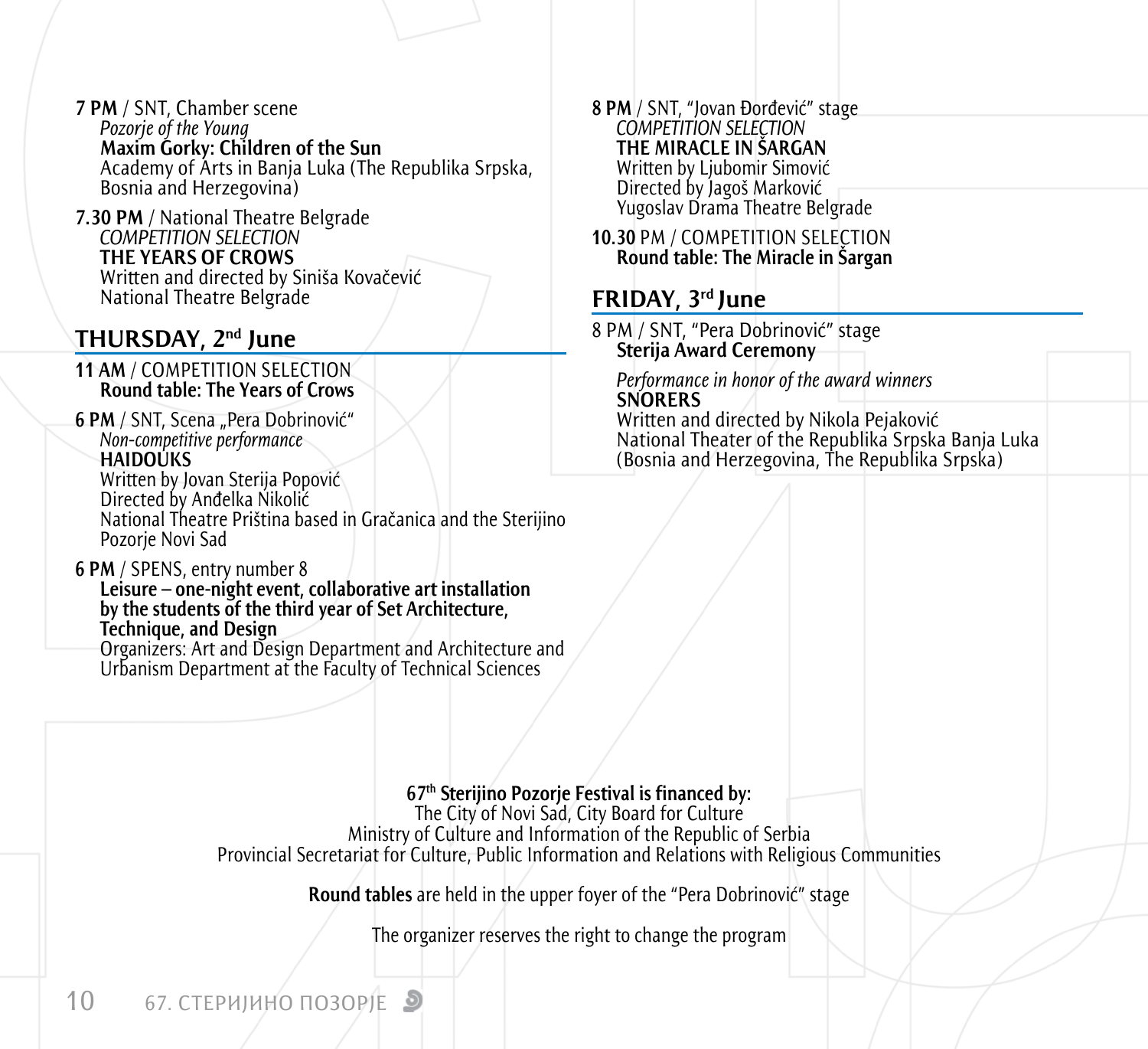**7 PM** / SNT, Chamber scene
*Pozorje of the Young*
**Maxim Gorky: Children of the Sun**
Academy of Arts in Banja Luka (The Republika Srpska, Bosnia and Herzegovina)

**7.30 PM** / National Theatre Belgrade
*COMPETITION SELECTION*
**THE YEARS OF CROWS**
Written and directed by Siniša Kovačević
National Theatre Belgrade

## THURSDAY, 2nd June

**11 AM** / COMPETITION SELECTION
**Round table: The Years of Crows**

**6 PM** / SNT, Scena „Pera Dobrinović"
*Non-competitive performance*
**HAIDOUKS**
Written by Jovan Sterija Popović
Directed by Anđelka Nikolić
National Theatre Priština based in Gračanica and the Sterijino Pozorje Novi Sad

**6 PM** / SPENS, entry number 8
**Leisure – one-night event, collaborative art installation by the students of the third year of Set Architecture, Technique, and Design**
Organizers: Art and Design Department and Architecture and Urbanism Department at the Faculty of Technical Sciences

**8 PM** / SNT, "Jovan Đorđević" stage
*COMPETITION SELECTION*
**THE MIRACLE IN ŠARGAN**
Written by Ljubomir Simović
Directed by Jagoš Marković
Yugoslav Drama Theatre Belgrade

**10.30** PM / COMPETITION SELECTION
**Round table: The Miracle in Šargan**

## FRIDAY, 3rd June

8 PM / SNT, "Pera Dobrinović" stage
**Sterija Award Ceremony**

*Performance in honor of the award winners*
**SNORERS**
Written and directed by Nikola Pejaković
National Theater of the Republika Srpska Banja Luka (Bosnia and Herzegovina, The Republika Srpska)

**67th Sterijino Pozorje Festival is financed by:**
The City of Novi Sad, City Board for Culture
Ministry of Culture and Information of the Republic of Serbia
Provincial Secretariat for Culture, Public Information and Relations with Religious Communities

**Round tables** are held in the upper foyer of the "Pera Dobrinović" stage

The organizer reserves the right to change the program